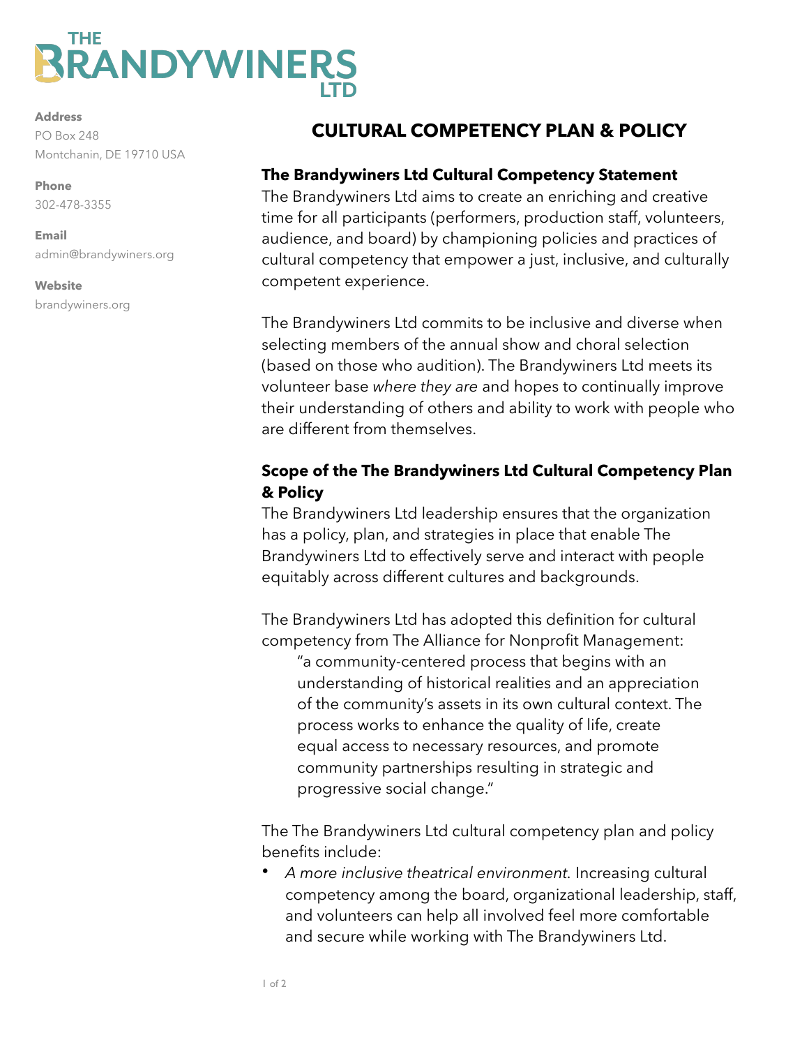# THE BRANDYWINERS LTD

**Address**
PO Box 248
Montchanin, DE 19710 USA

**Phone**
302-478-3355

**Email**
admin@brandywiners.org

**Website**
brandywiners.org

## CULTURAL COMPETENCY PLAN & POLICY

### The Brandywiners Ltd Cultural Competency Statement

The Brandywiners Ltd aims to create an enriching and creative time for all participants (performers, production staff, volunteers, audience, and board) by championing policies and practices of cultural competency that empower a just, inclusive, and culturally competent experience.

The Brandywiners Ltd commits to be inclusive and diverse when selecting members of the annual show and choral selection (based on those who audition). The Brandywiners Ltd meets its volunteer base *where they are* and hopes to continually improve their understanding of others and ability to work with people who are different from themselves.

### Scope of the The Brandywiners Ltd Cultural Competency Plan & Policy

The Brandywiners Ltd leadership ensures that the organization has a policy, plan, and strategies in place that enable The Brandywiners Ltd to effectively serve and interact with people equitably across different cultures and backgrounds.

The Brandywiners Ltd has adopted this definition for cultural competency from The Alliance for Nonprofit Management:

> "a community-centered process that begins with an understanding of historical realities and an appreciation of the community's assets in its own cultural context. The process works to enhance the quality of life, create equal access to necessary resources, and promote community partnerships resulting in strategic and progressive social change."

The The Brandywiners Ltd cultural competency plan and policy benefits include:

- *A more inclusive theatrical environment.* Increasing cultural competency among the board, organizational leadership, staff, and volunteers can help all involved feel more comfortable and secure while working with The Brandywiners Ltd.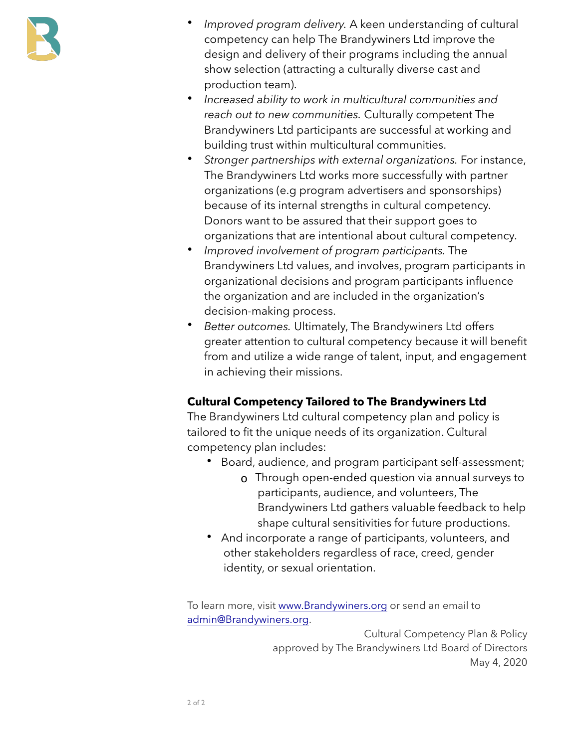- *Improved program delivery.* A keen understanding of cultural competency can help The Brandywiners Ltd improve the design and delivery of their programs including the annual show selection (attracting a culturally diverse cast and production team).
- *Increased ability to work in multicultural communities and reach out to new communities.* Culturally competent The Brandywiners Ltd participants are successful at working and building trust within multicultural communities.
- *Stronger partnerships with external organizations.* For instance, The Brandywiners Ltd works more successfully with partner organizations (e.g program advertisers and sponsorships) because of its internal strengths in cultural competency. Donors want to be assured that their support goes to organizations that are intentional about cultural competency.
- *Improved involvement of program participants.* The Brandywiners Ltd values, and involves, program participants in organizational decisions and program participants influence the organization and are included in the organization's decision-making process.
- *Better outcomes.* Ultimately, The Brandywiners Ltd offers greater attention to cultural competency because it will benefit from and utilize a wide range of talent, input, and engagement in achieving their missions.

**Cultural Competency Tailored to The Brandywiners Ltd**

The Brandywiners Ltd cultural competency plan and policy is tailored to fit the unique needs of its organization. Cultural competency plan includes:

- Board, audience, and program participant self-assessment;
  - Through open-ended question via annual surveys to participants, audience, and volunteers, The Brandywiners Ltd gathers valuable feedback to help shape cultural sensitivities for future productions.
- And incorporate a range of participants, volunteers, and other stakeholders regardless of race, creed, gender identity, or sexual orientation.

To learn more, visit www.Brandywiners.org or send an email to admin@Brandywiners.org.

Cultural Competency Plan & Policy
approved by The Brandywiners Ltd Board of Directors
May 4, 2020